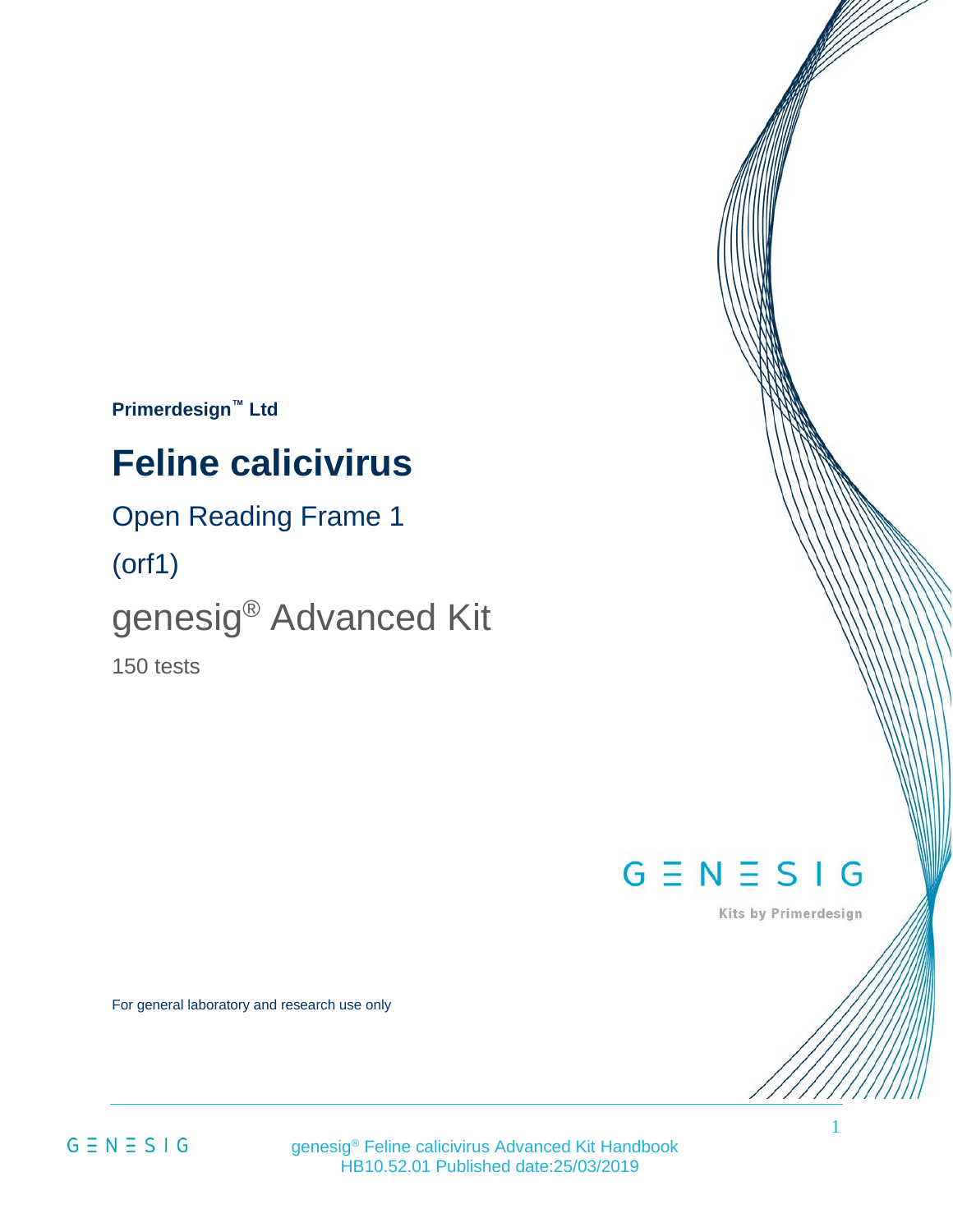**Primerdesign™ Ltd**

# Feline calicivirus

Open Reading Frame 1

(orf1)

genesig® Advanced Kit

150 tests

GENESIG

Kits by Primerdesign

For general laboratory and research use only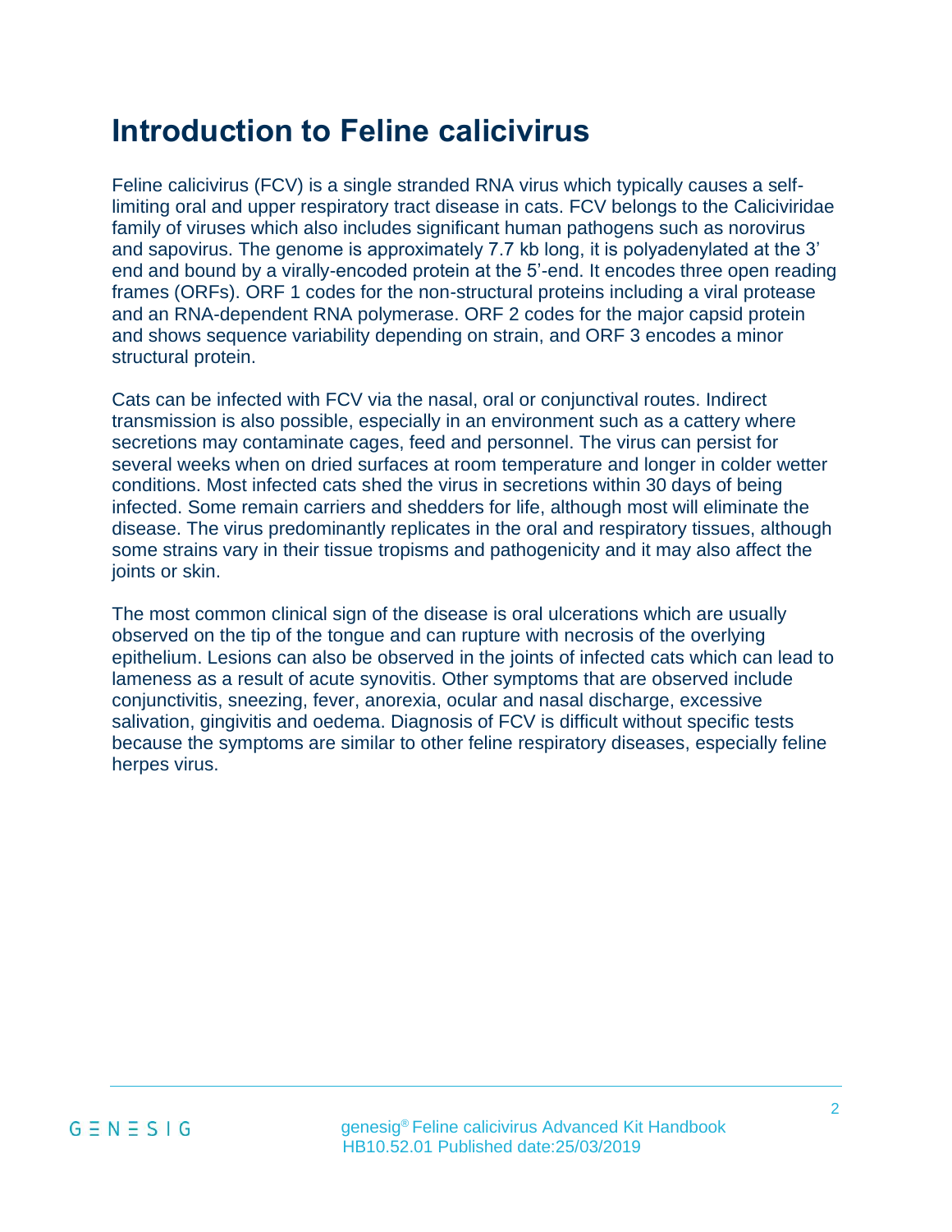# Introduction to Feline calicivirus

Feline calicivirus (FCV) is a single stranded RNA virus which typically causes a self-limiting oral and upper respiratory tract disease in cats. FCV belongs to the Caliciviridae family of viruses which also includes significant human pathogens such as norovirus and sapovirus. The genome is approximately 7.7 kb long, it is polyadenylated at the 3' end and bound by a virally-encoded protein at the 5'-end. It encodes three open reading frames (ORFs). ORF 1 codes for the non-structural proteins including a viral protease and an RNA-dependent RNA polymerase. ORF 2 codes for the major capsid protein and shows sequence variability depending on strain, and ORF 3 encodes a minor structural protein.

Cats can be infected with FCV via the nasal, oral or conjunctival routes. Indirect transmission is also possible, especially in an environment such as a cattery where secretions may contaminate cages, feed and personnel. The virus can persist for several weeks when on dried surfaces at room temperature and longer in colder wetter conditions. Most infected cats shed the virus in secretions within 30 days of being infected. Some remain carriers and shedders for life, although most will eliminate the disease. The virus predominantly replicates in the oral and respiratory tissues, although some strains vary in their tissue tropisms and pathogenicity and it may also affect the joints or skin.

The most common clinical sign of the disease is oral ulcerations which are usually observed on the tip of the tongue and can rupture with necrosis of the overlying epithelium. Lesions can also be observed in the joints of infected cats which can lead to lameness as a result of acute synovitis. Other symptoms that are observed include conjunctivitis, sneezing, fever, anorexia, ocular and nasal discharge, excessive salivation, gingivitis and oedema. Diagnosis of FCV is difficult without specific tests because the symptoms are similar to other feline respiratory diseases, especially feline herpes virus.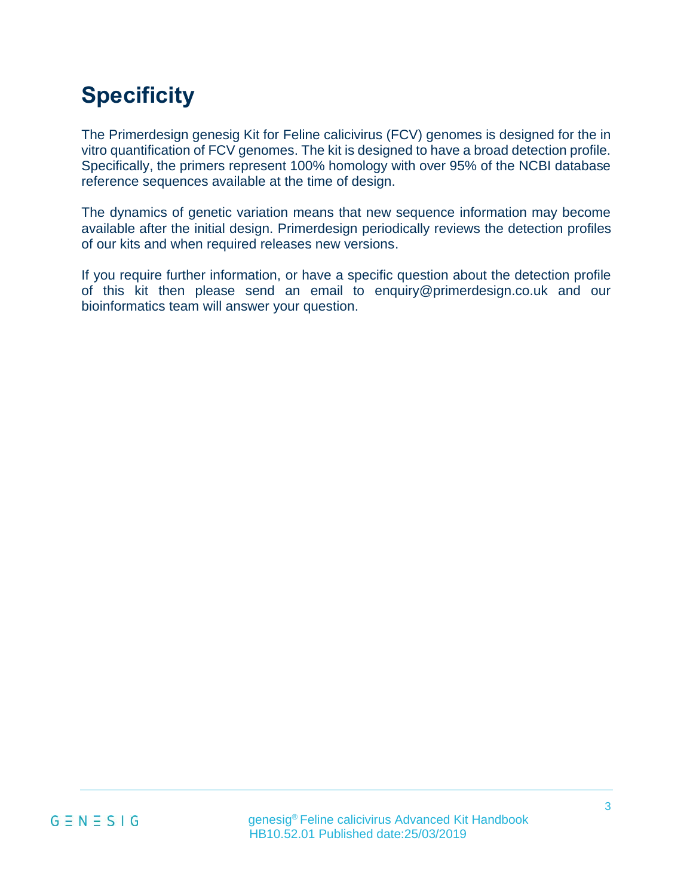# Specificity

The Primerdesign genesig Kit for Feline calicivirus (FCV) genomes is designed for the in vitro quantification of FCV genomes. The kit is designed to have a broad detection profile. Specifically, the primers represent 100% homology with over 95% of the NCBI database reference sequences available at the time of design.

The dynamics of genetic variation means that new sequence information may become available after the initial design. Primerdesign periodically reviews the detection profiles of our kits and when required releases new versions.

If you require further information, or have a specific question about the detection profile of this kit then please send an email to enquiry@primerdesign.co.uk and our bioinformatics team will answer your question.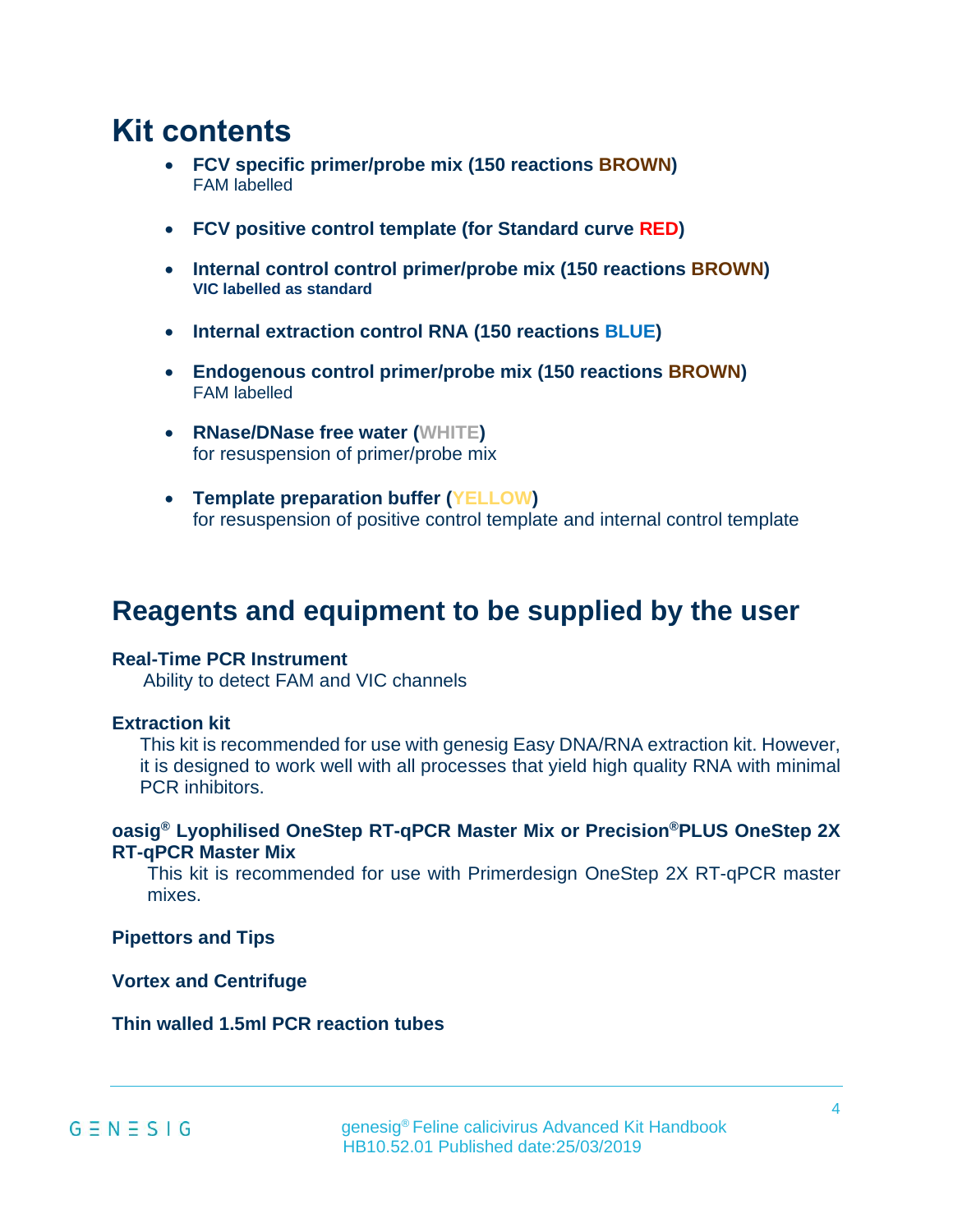# Kit contents

- **FCV specific primer/probe mix (150 reactions BROWN)**
  FAM labelled

- **FCV positive control template (for Standard curve RED)**

- **Internal control control primer/probe mix (150 reactions BROWN)**
  **VIC labelled as standard**

- **Internal extraction control RNA (150 reactions BLUE)**

- **Endogenous control primer/probe mix (150 reactions BROWN)**
  FAM labelled

- **RNase/DNase free water (WHITE)**
  for resuspension of primer/probe mix

- **Template preparation buffer (YELLOW)**
  for resuspension of positive control template and internal control template

# Reagents and equipment to be supplied by the user

**Real-Time PCR Instrument**

Ability to detect FAM and VIC channels

**Extraction kit**

This kit is recommended for use with genesig Easy DNA/RNA extraction kit. However, it is designed to work well with all processes that yield high quality RNA with minimal PCR inhibitors.

**oasig® Lyophilised OneStep RT-qPCR Master Mix or Precision®PLUS OneStep 2X RT-qPCR Master Mix**

This kit is recommended for use with Primerdesign OneStep 2X RT-qPCR master mixes.

**Pipettors and Tips**

**Vortex and Centrifuge**

**Thin walled 1.5ml PCR reaction tubes**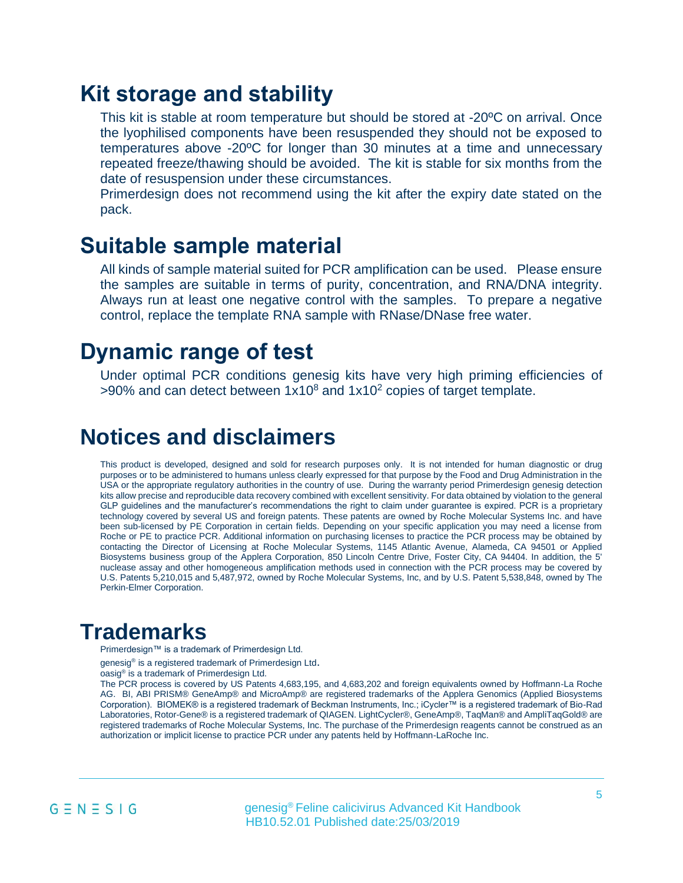# Kit storage and stability

This kit is stable at room temperature but should be stored at -20ºC on arrival. Once the lyophilised components have been resuspended they should not be exposed to temperatures above -20ºC for longer than 30 minutes at a time and unnecessary repeated freeze/thawing should be avoided. The kit is stable for six months from the date of resuspension under these circumstances.

Primerdesign does not recommend using the kit after the expiry date stated on the pack.

# Suitable sample material

All kinds of sample material suited for PCR amplification can be used. Please ensure the samples are suitable in terms of purity, concentration, and RNA/DNA integrity. Always run at least one negative control with the samples. To prepare a negative control, replace the template RNA sample with RNase/DNase free water.

# Dynamic range of test

Under optimal PCR conditions genesig kits have very high priming efficiencies of >90% and can detect between $1x10^8$ and $1x10^2$ copies of target template.

# Notices and disclaimers

This product is developed, designed and sold for research purposes only. It is not intended for human diagnostic or drug purposes or to be administered to humans unless clearly expressed for that purpose by the Food and Drug Administration in the USA or the appropriate regulatory authorities in the country of use. During the warranty period Primerdesign genesig detection kits allow precise and reproducible data recovery combined with excellent sensitivity. For data obtained by violation to the general GLP guidelines and the manufacturer's recommendations the right to claim under guarantee is expired. PCR is a proprietary technology covered by several US and foreign patents. These patents are owned by Roche Molecular Systems Inc. and have been sub-licensed by PE Corporation in certain fields. Depending on your specific application you may need a license from Roche or PE to practice PCR. Additional information on purchasing licenses to practice the PCR process may be obtained by contacting the Director of Licensing at Roche Molecular Systems, 1145 Atlantic Avenue, Alameda, CA 94501 or Applied Biosystems business group of the Applera Corporation, 850 Lincoln Centre Drive, Foster City, CA 94404. In addition, the 5' nuclease assay and other homogeneous amplification methods used in connection with the PCR process may be covered by U.S. Patents 5,210,015 and 5,487,972, owned by Roche Molecular Systems, Inc, and by U.S. Patent 5,538,848, owned by The Perkin-Elmer Corporation.

# Trademarks

Primerdesign™ is a trademark of Primerdesign Ltd.

genesig® is a registered trademark of Primerdesign Ltd.

oasig® is a trademark of Primerdesign Ltd.

The PCR process is covered by US Patents 4,683,195, and 4,683,202 and foreign equivalents owned by Hoffmann-La Roche AG. BI, ABI PRISM® GeneAmp® and MicroAmp® are registered trademarks of the Applera Genomics (Applied Biosystems Corporation). BIOMEK® is a registered trademark of Beckman Instruments, Inc.; iCycler™ is a registered trademark of Bio-Rad Laboratories, Rotor-Gene® is a registered trademark of QIAGEN. LightCycler®, GeneAmp®, TaqMan® and AmpliTaqGold® are registered trademarks of Roche Molecular Systems, Inc. The purchase of the Primerdesign reagents cannot be construed as an authorization or implicit license to practice PCR under any patents held by Hoffmann-LaRoche Inc.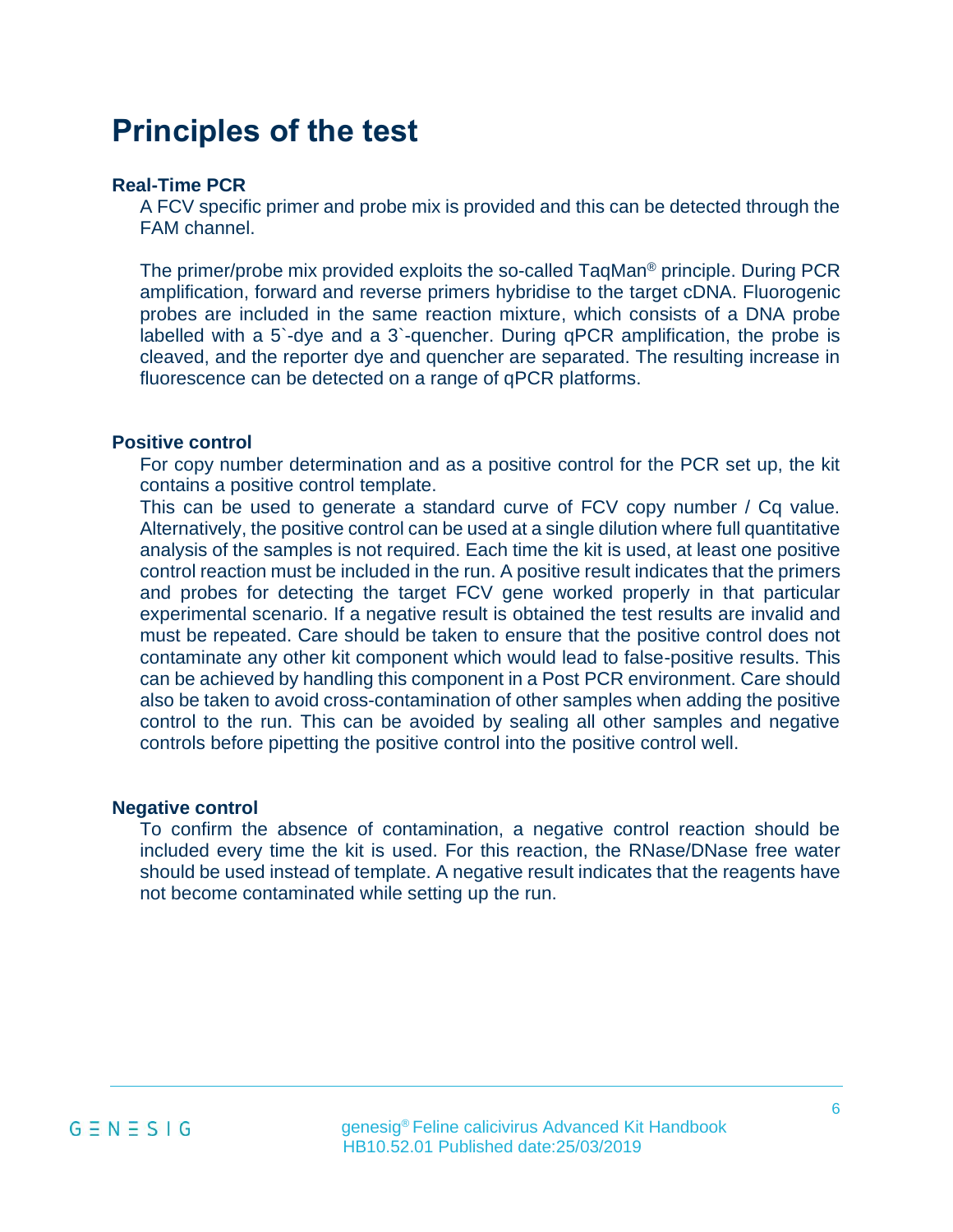# Principles of the test

### Real-Time PCR

A FCV specific primer and probe mix is provided and this can be detected through the FAM channel.

The primer/probe mix provided exploits the so-called TaqMan® principle. During PCR amplification, forward and reverse primers hybridise to the target cDNA. Fluorogenic probes are included in the same reaction mixture, which consists of a DNA probe labelled with a 5`-dye and a 3`-quencher. During qPCR amplification, the probe is cleaved, and the reporter dye and quencher are separated. The resulting increase in fluorescence can be detected on a range of qPCR platforms.

### Positive control

For copy number determination and as a positive control for the PCR set up, the kit contains a positive control template.
This can be used to generate a standard curve of FCV copy number / Cq value. Alternatively, the positive control can be used at a single dilution where full quantitative analysis of the samples is not required. Each time the kit is used, at least one positive control reaction must be included in the run. A positive result indicates that the primers and probes for detecting the target FCV gene worked properly in that particular experimental scenario. If a negative result is obtained the test results are invalid and must be repeated. Care should be taken to ensure that the positive control does not contaminate any other kit component which would lead to false-positive results. This can be achieved by handling this component in a Post PCR environment. Care should also be taken to avoid cross-contamination of other samples when adding the positive control to the run. This can be avoided by sealing all other samples and negative controls before pipetting the positive control into the positive control well.

### Negative control

To confirm the absence of contamination, a negative control reaction should be included every time the kit is used. For this reaction, the RNase/DNase free water should be used instead of template. A negative result indicates that the reagents have not become contaminated while setting up the run.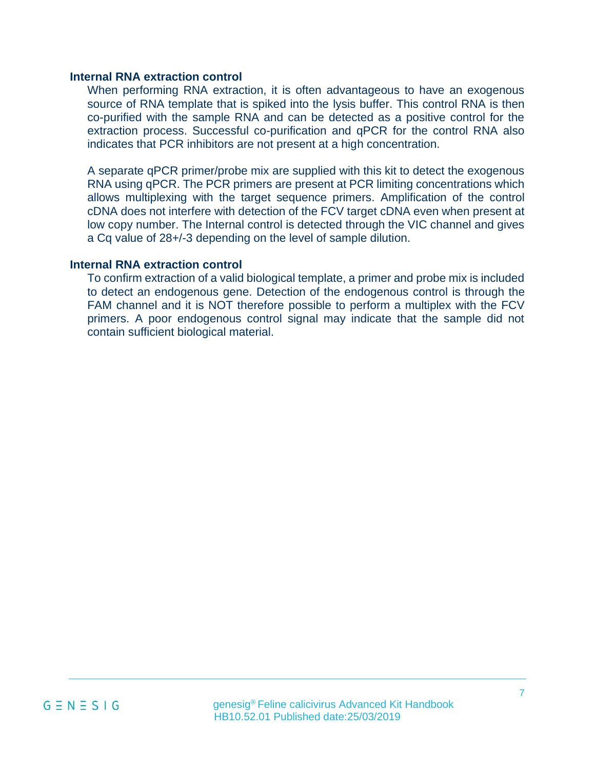## Internal RNA extraction control

When performing RNA extraction, it is often advantageous to have an exogenous source of RNA template that is spiked into the lysis buffer. This control RNA is then co-purified with the sample RNA and can be detected as a positive control for the extraction process. Successful co-purification and qPCR for the control RNA also indicates that PCR inhibitors are not present at a high concentration.

A separate qPCR primer/probe mix are supplied with this kit to detect the exogenous RNA using qPCR. The PCR primers are present at PCR limiting concentrations which allows multiplexing with the target sequence primers. Amplification of the control cDNA does not interfere with detection of the FCV target cDNA even when present at low copy number. The Internal control is detected through the VIC channel and gives a Cq value of 28+/-3 depending on the level of sample dilution.

## Internal RNA extraction control

To confirm extraction of a valid biological template, a primer and probe mix is included to detect an endogenous gene. Detection of the endogenous control is through the FAM channel and it is NOT therefore possible to perform a multiplex with the FCV primers. A poor endogenous control signal may indicate that the sample did not contain sufficient biological material.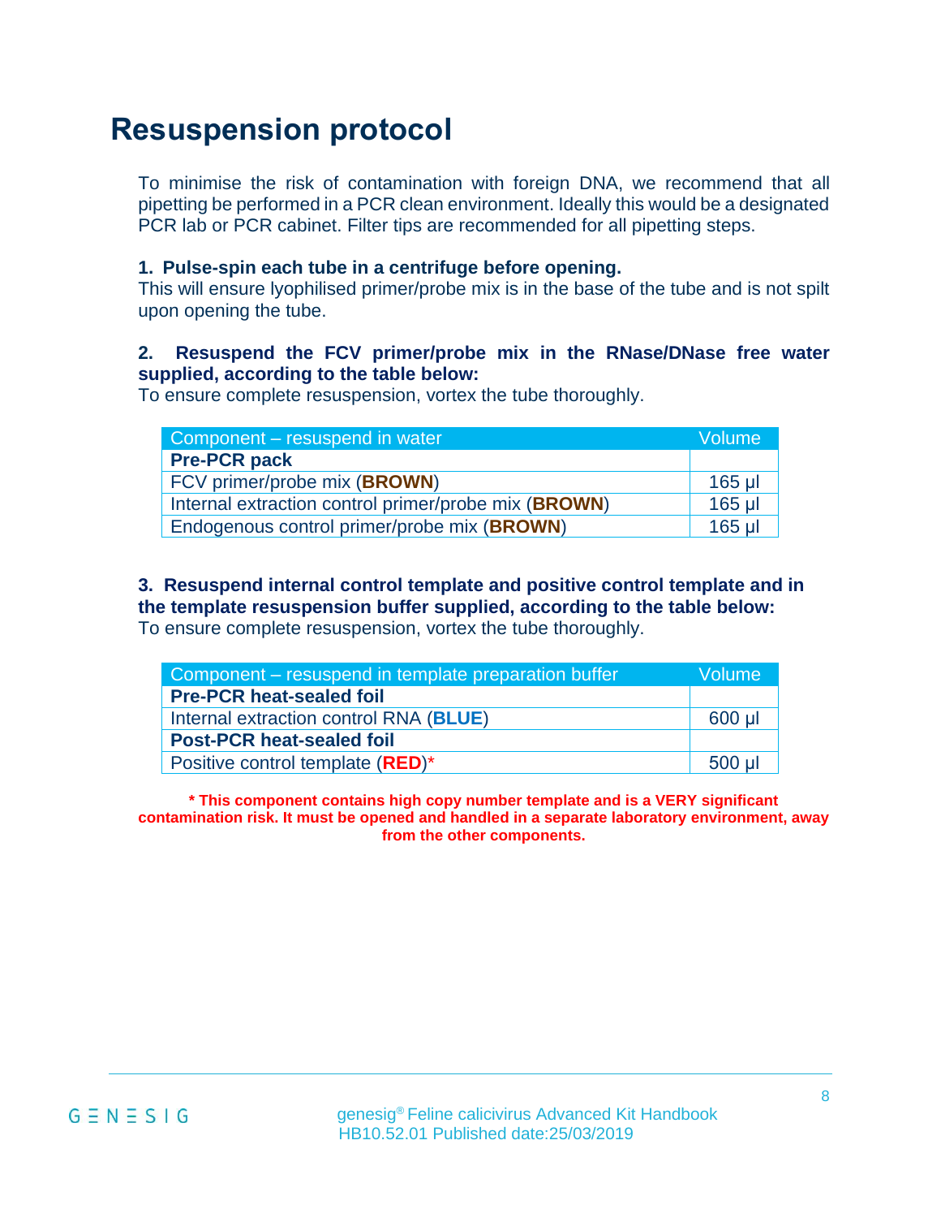# Resuspension protocol

To minimise the risk of contamination with foreign DNA, we recommend that all pipetting be performed in a PCR clean environment. Ideally this would be a designated PCR lab or PCR cabinet. Filter tips are recommended for all pipetting steps.

**1. Pulse-spin each tube in a centrifuge before opening.**
This will ensure lyophilised primer/probe mix is in the base of the tube and is not spilt upon opening the tube.

**2. Resuspend the FCV primer/probe mix in the RNase/DNase free water supplied, according to the table below:**
To ensure complete resuspension, vortex the tube thoroughly.

| Component – resuspend in water | Volume |
|---|---|
| **Pre-PCR pack** | |
| FCV primer/probe mix (**BROWN**) | 165 µl |
| Internal extraction control primer/probe mix (**BROWN**) | 165 µl |
| Endogenous control primer/probe mix (**BROWN**) | 165 µl |

**3. Resuspend internal control template and positive control template and in the template resuspension buffer supplied, according to the table below:**
To ensure complete resuspension, vortex the tube thoroughly.

| Component – resuspend in template preparation buffer | Volume |
|---|---|
| **Pre-PCR heat-sealed foil** | |
| Internal extraction control RNA (**BLUE**) | 600 µl |
| **Post-PCR heat-sealed foil** | |
| Positive control template (**RED**)* | 500 µl |

**\* This component contains high copy number template and is a VERY significant contamination risk. It must be opened and handled in a separate laboratory environment, away from the other components.**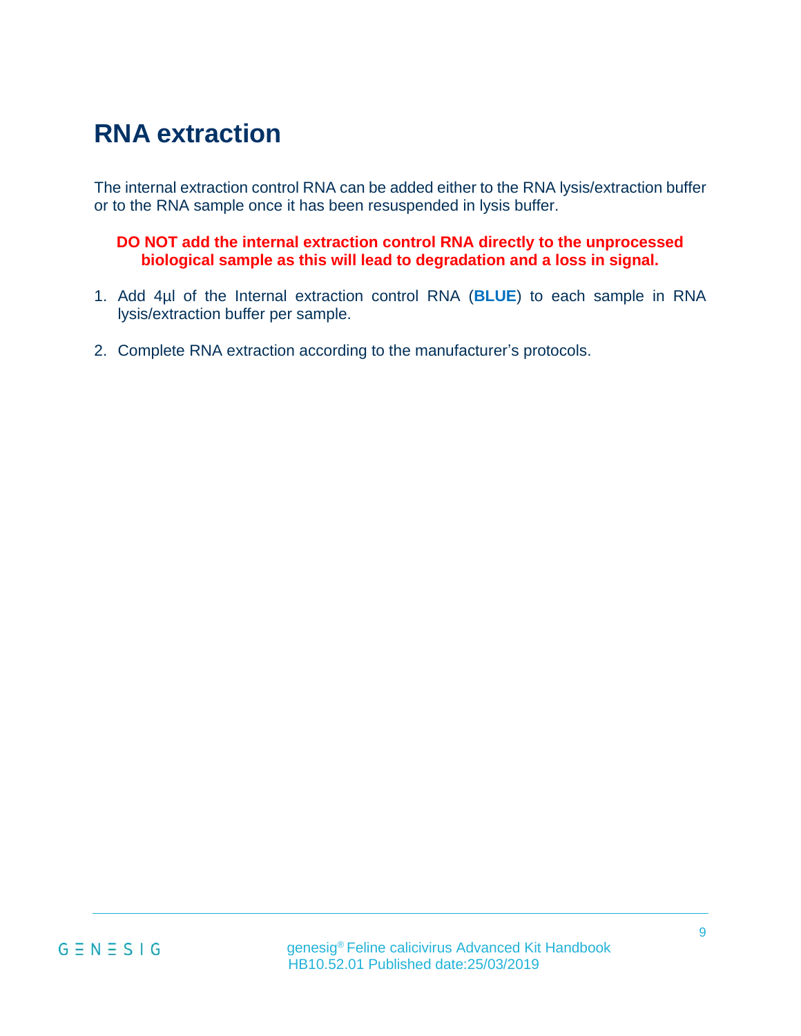# RNA extraction

The internal extraction control RNA can be added either to the RNA lysis/extraction buffer or to the RNA sample once it has been resuspended in lysis buffer.

**DO NOT add the internal extraction control RNA directly to the unprocessed biological sample as this will lead to degradation and a loss in signal.**

1. Add 4µl of the Internal extraction control RNA (**BLUE**) to each sample in RNA lysis/extraction buffer per sample.
2. Complete RNA extraction according to the manufacturer's protocols.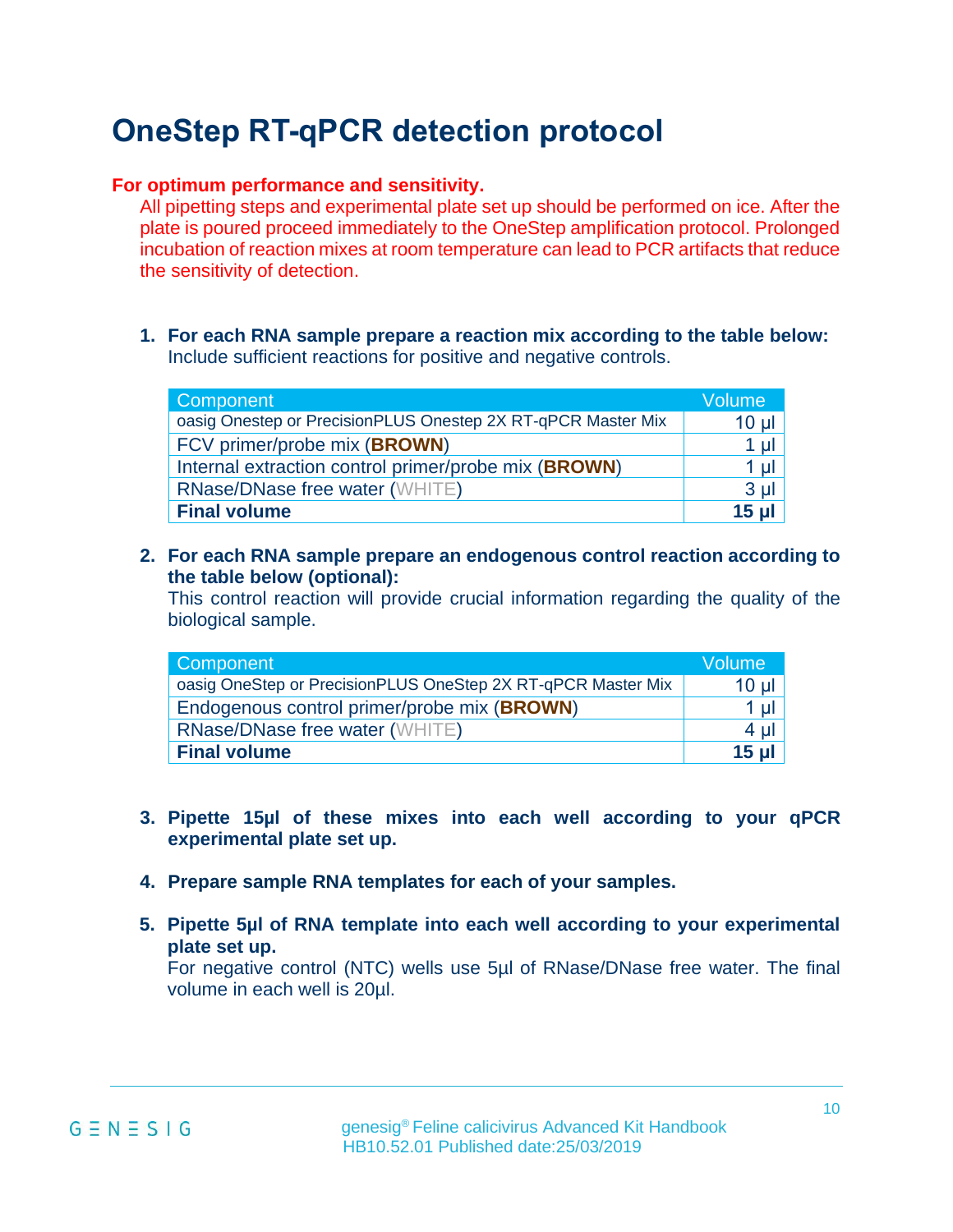# OneStep RT-qPCR detection protocol

**For optimum performance and sensitivity.**

All pipetting steps and experimental plate set up should be performed on ice. After the plate is poured proceed immediately to the OneStep amplification protocol. Prolonged incubation of reaction mixes at room temperature can lead to PCR artifacts that reduce the sensitivity of detection.

1. **For each RNA sample prepare a reaction mix according to the table below:**
   Include sufficient reactions for positive and negative controls.

| Component | Volume |
|---|---|
| oasig Onestep or PrecisionPLUS Onestep 2X RT-qPCR Master Mix | 10 µl |
| FCV primer/probe mix (**BROWN**) | 1 µl |
| Internal extraction control primer/probe mix (**BROWN**) | 1 µl |
| RNase/DNase free water (WHITE) | 3 µl |
| **Final volume** | **15 µl** |

2. **For each RNA sample prepare an endogenous control reaction according to the table below (optional):**
   This control reaction will provide crucial information regarding the quality of the biological sample.

| Component | Volume |
|---|---|
| oasig OneStep or PrecisionPLUS OneStep 2X RT-qPCR Master Mix | 10 µl |
| Endogenous control primer/probe mix (**BROWN**) | 1 µl |
| RNase/DNase free water (WHITE) | 4 µl |
| **Final volume** | **15 µl** |

3. **Pipette 15µl of these mixes into each well according to your qPCR experimental plate set up.**

4. **Prepare sample RNA templates for each of your samples.**

5. **Pipette 5µl of RNA template into each well according to your experimental plate set up.**
   For negative control (NTC) wells use 5µl of RNase/DNase free water. The final volume in each well is 20µl.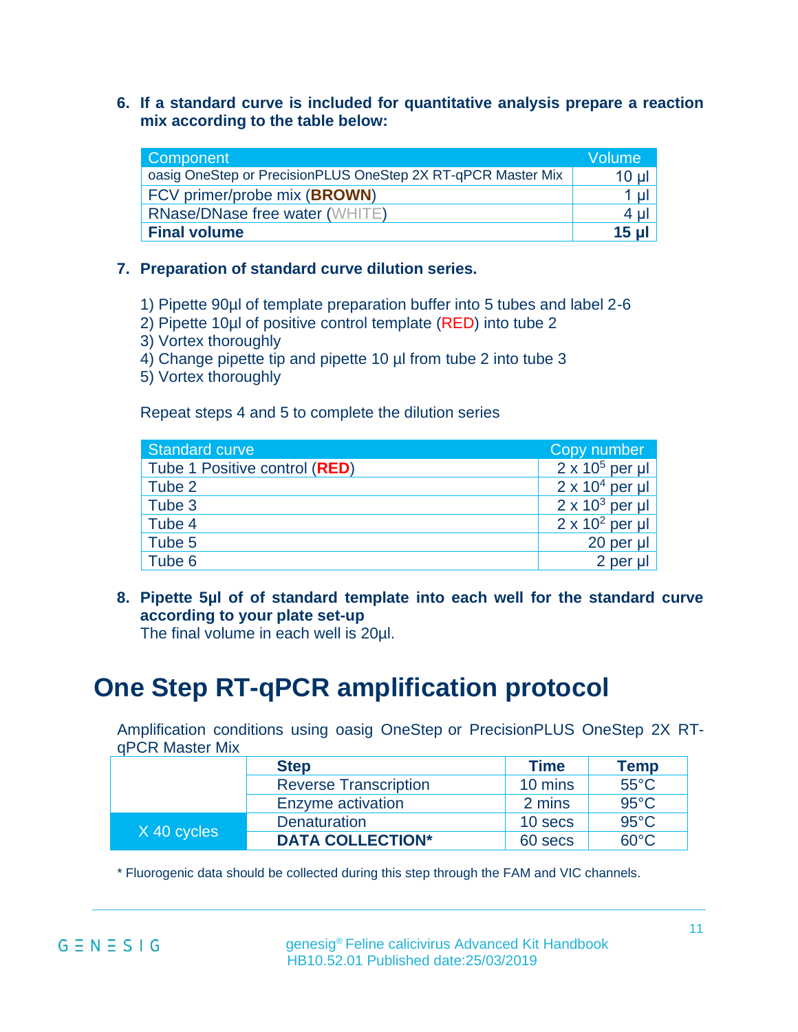6. **If a standard curve is included for quantitative analysis prepare a reaction mix according to the table below:**

| Component | Volume |
|---|---|
| oasig OneStep or PrecisionPLUS OneStep 2X RT-qPCR Master Mix | 10 µl |
| FCV primer/probe mix (**BROWN**) | 1 µl |
| RNase/DNase free water (WHITE) | 4 µl |
| **Final volume** | **15 µl** |

7. **Preparation of standard curve dilution series.**

   1) Pipette 90µl of template preparation buffer into 5 tubes and label 2-6
   2) Pipette 10µl of positive control template (RED) into tube 2
   3) Vortex thoroughly
   4) Change pipette tip and pipette 10 µl from tube 2 into tube 3
   5) Vortex thoroughly

   Repeat steps 4 and 5 to complete the dilution series

| Standard curve | Copy number |
|---|---|
| Tube 1 Positive control (**RED**) | $2 \times 10^5$ per µl |
| Tube 2 | $2 \times 10^4$ per µl |
| Tube 3 | $2 \times 10^3$ per µl |
| Tube 4 | $2 \times 10^2$ per µl |
| Tube 5 | 20 per µl |
| Tube 6 | 2 per µl |

8. **Pipette 5µl of of standard template into each well for the standard curve according to your plate set-up**
   The final volume in each well is 20µl.

# One Step RT-qPCR amplification protocol

Amplification conditions using oasig OneStep or PrecisionPLUS OneStep 2X RT-qPCR Master Mix

| | Step | Time | Temp |
|---|---|---|---|
| | Reverse Transcription | 10 mins | 55°C |
| | Enzyme activation | 2 mins | 95°C |
| X 40 cycles | Denaturation | 10 secs | 95°C |
| | **DATA COLLECTION*** | 60 secs | 60°C |

* Fluorogenic data should be collected during this step through the FAM and VIC channels.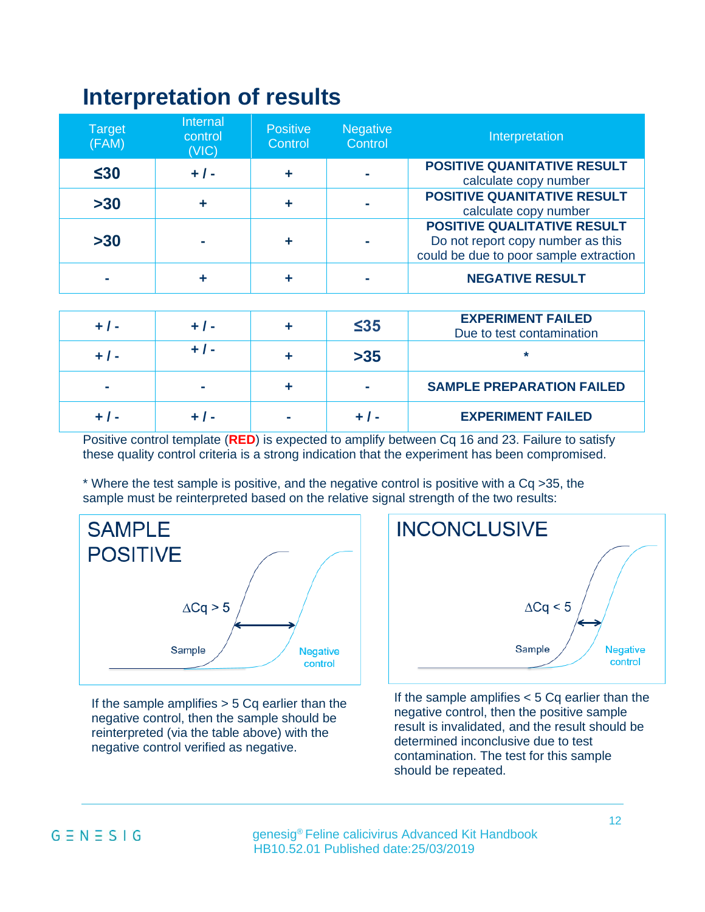# Interpretation of results

| Target (FAM) | Internal control (VIC) | Positive Control | Negative Control | Interpretation |
|---|---|---|---|---|
| ≤30 | + / - | + | - | **POSITIVE QUANITATIVE RESULT** calculate copy number |
| >30 | + | + | - | **POSITIVE QUANITATIVE RESULT** calculate copy number |
| >30 | - | + | - | **POSITIVE QUALITATIVE RESULT** Do not report copy number as this could be due to poor sample extraction |
| - | + | + | - | **NEGATIVE RESULT** |

| Target (FAM) | Internal control (VIC) | Positive Control | Negative Control | Interpretation |
|---|---|---|---|---|
| + / - | + / - | + | ≤35 | **EXPERIMENT FAILED** Due to test contamination |
| + / - | + / - | + | >35 | * |
| - | - | + | - | **SAMPLE PREPARATION FAILED** |
| + / - | + / - | - | + / - | **EXPERIMENT FAILED** |

Positive control template (**RED**) is expected to amplify between Cq 16 and 23. Failure to satisfy these quality control criteria is a strong indication that the experiment has been compromised.

\* Where the test sample is positive, and the negative control is positive with a Cq >35, the sample must be reinterpreted based on the relative signal strength of the two results:

**SAMPLE POSITIVE**

If the sample amplifies > 5 Cq earlier than the negative control, then the sample should be reinterpreted (via the table above) with the negative control verified as negative.

**INCONCLUSIVE**

If the sample amplifies < 5 Cq earlier than the negative control, then the positive sample result is invalidated, and the result should be determined inconclusive due to test contamination. The test for this sample should be repeated.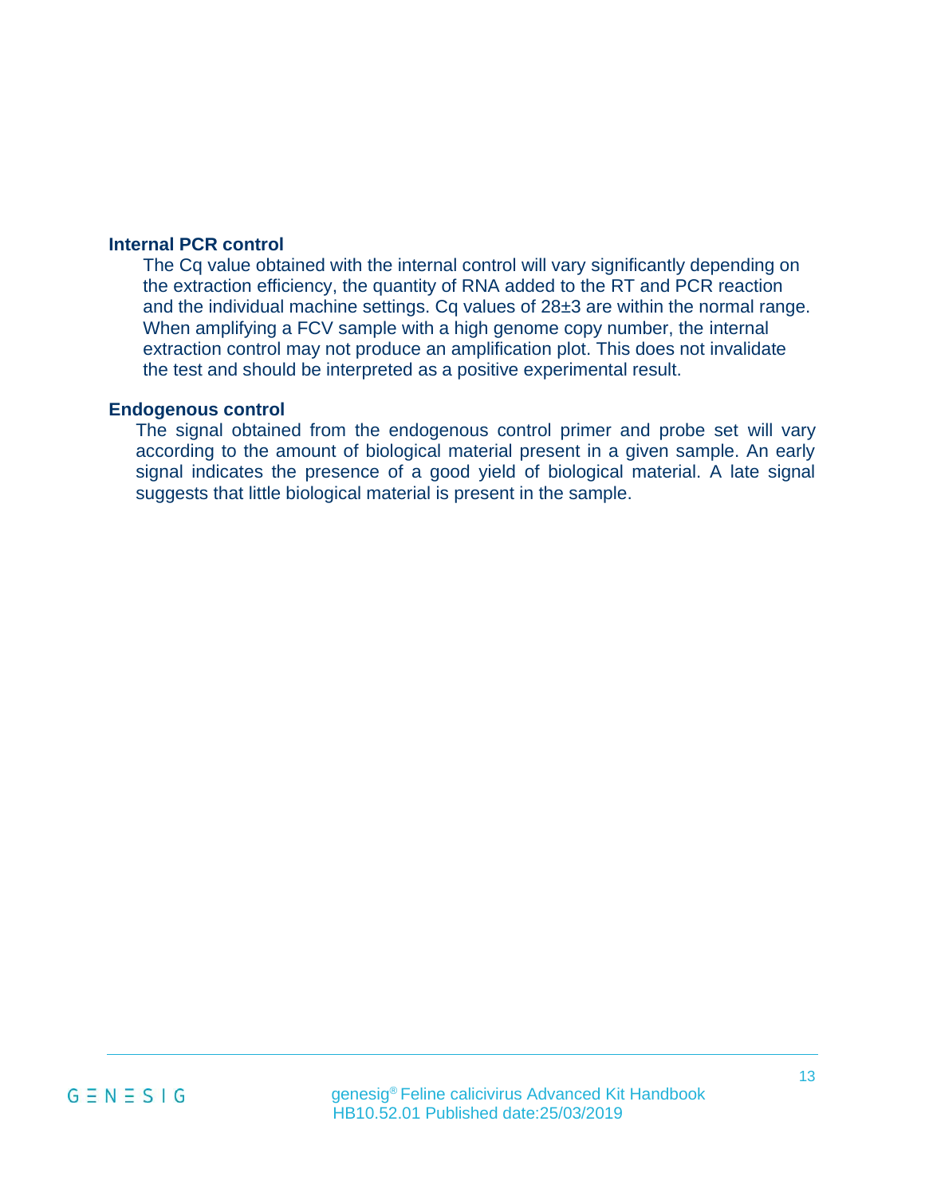**Internal PCR control**

The Cq value obtained with the internal control will vary significantly depending on the extraction efficiency, the quantity of RNA added to the RT and PCR reaction and the individual machine settings. Cq values of 28±3 are within the normal range. When amplifying a FCV sample with a high genome copy number, the internal extraction control may not produce an amplification plot. This does not invalidate the test and should be interpreted as a positive experimental result.

**Endogenous control**

The signal obtained from the endogenous control primer and probe set will vary according to the amount of biological material present in a given sample. An early signal indicates the presence of a good yield of biological material. A late signal suggests that little biological material is present in the sample.